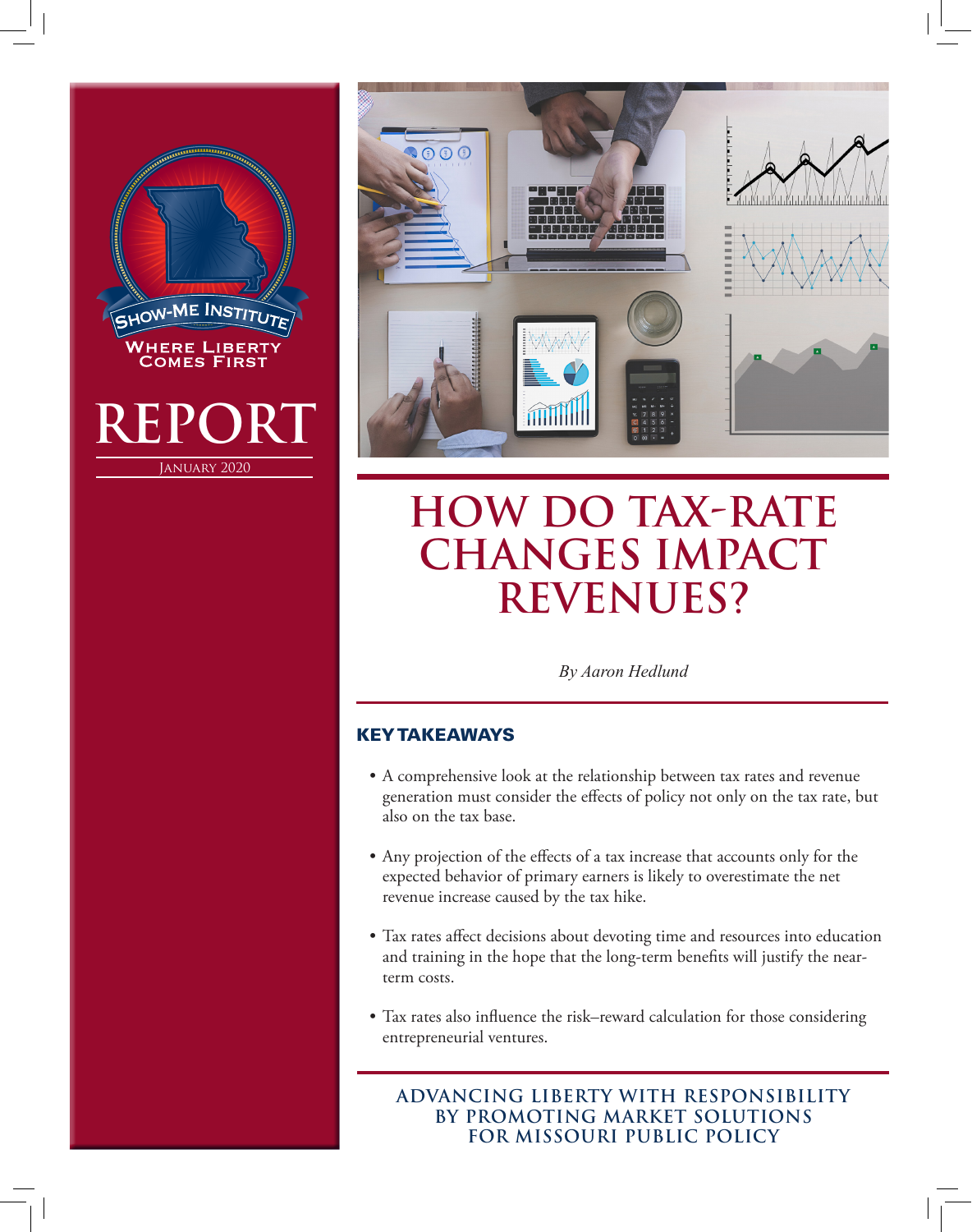SHOW-ME INSTITUTE

WHERE LIBERTY COMES FIRST

REPORT

JANUARY 2020

# HOW DO TAX-RATE CHANGES IMPACT REVENUES?

*By Aaron Hedlund*

## KEY TAKEAWAYS

- A comprehensive look at the relationship between tax rates and revenue generation must consider the effects of policy not only on the tax rate, but also on the tax base.
- Any projection of the effects of a tax increase that accounts only for the expected behavior of primary earners is likely to overestimate the net revenue increase caused by the tax hike.
- Tax rates affect decisions about devoting time and resources into education and training in the hope that the long-term benefits will justify the near-term costs.
- Tax rates also influence the risk–reward calculation for those considering entrepreneurial ventures.

ADVANCING LIBERTY WITH RESPONSIBILITY BY PROMOTING MARKET SOLUTIONS FOR MISSOURI PUBLIC POLICY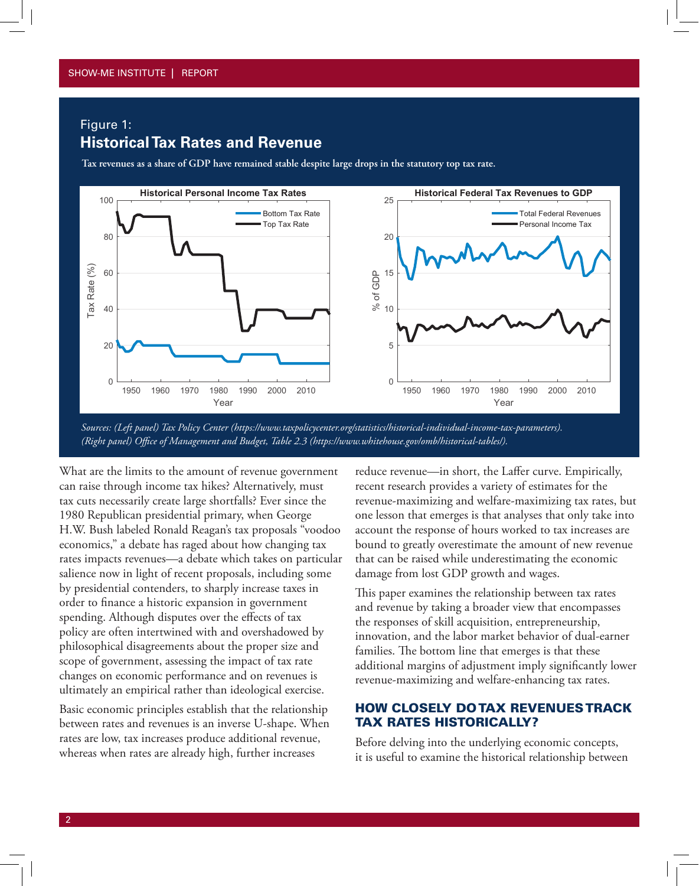Figure 1:
## Historical Tax Rates and Revenue

**Tax revenues as a share of GDP have remained stable despite large drops in the statutory top tax rate.**

Historical Personal Income Tax Rates

Bottom Tax Rate
Top Tax Rate

Tax Rate (%)

100
80
60
40
20
0

1950 1960 1970 1980 1990 2000 2010

Year

Historical Federal Tax Revenues to GDP

Total Federal Revenues
Personal Income Tax

% of GDP

25
20
15
10
5
0

1950 1960 1970 1980 1990 2000 2010

Year

*Sources: (Left panel) Tax Policy Center (https://www.taxpolicycenter.org/statistics/historical-individual-income-tax-parameters). (Right panel) Office of Management and Budget, Table 2.3 (https://www.whitehouse.gov/omb/historical-tables/).*

What are the limits to the amount of revenue government can raise through income tax hikes? Alternatively, must tax cuts necessarily create large shortfalls? Ever since the 1980 Republican presidential primary, when George H.W. Bush labeled Ronald Reagan's tax proposals "voodoo economics," a debate has raged about how changing tax rates impacts revenues—a debate which takes on particular salience now in light of recent proposals, including some by presidential contenders, to sharply increase taxes in order to finance a historic expansion in government spending. Although disputes over the effects of tax policy are often intertwined with and overshadowed by philosophical disagreements about the proper size and scope of government, assessing the impact of tax rate changes on economic performance and on revenues is ultimately an empirical rather than ideological exercise.

Basic economic principles establish that the relationship between rates and revenues is an inverse U-shape. When rates are low, tax increases produce additional revenue, whereas when rates are already high, further increases reduce revenue—in short, the Laffer curve. Empirically, recent research provides a variety of estimates for the revenue-maximizing and welfare-maximizing tax rates, but one lesson that emerges is that analyses that only take into account the response of hours worked to tax increases are bound to greatly overestimate the amount of new revenue that can be raised while underestimating the economic damage from lost GDP growth and wages.

This paper examines the relationship between tax rates and revenue by taking a broader view that encompasses the responses of skill acquisition, entrepreneurship, innovation, and the labor market behavior of dual-earner families. The bottom line that emerges is that these additional margins of adjustment imply significantly lower revenue-maximizing and welfare-enhancing tax rates.

## HOW CLOSELY DO TAX REVENUES TRACK TAX RATES HISTORICALLY?

Before delving into the underlying economic concepts, it is useful to examine the historical relationship between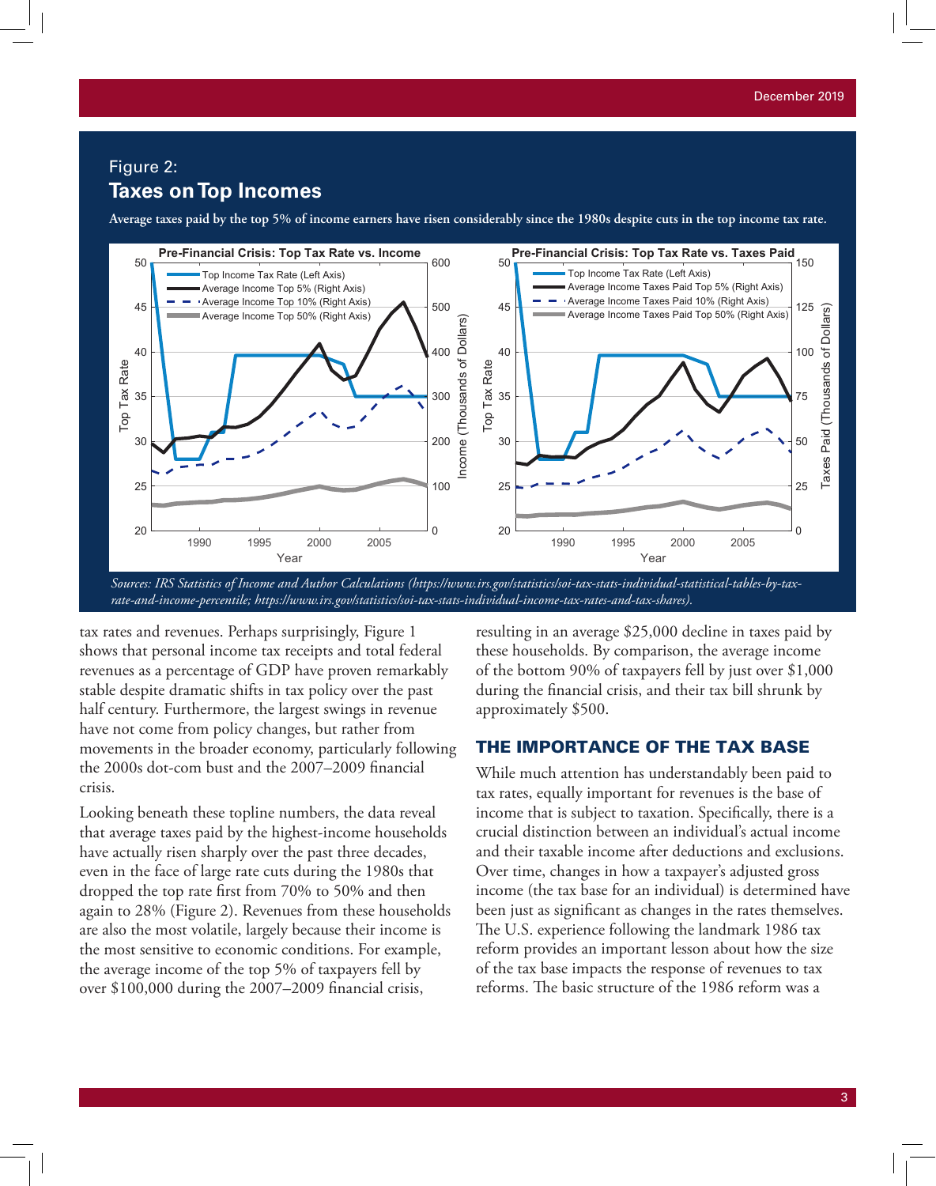Figure 2:

## Taxes on Top Incomes

**Average taxes paid by the top 5% of income earners have risen considerably since the 1980s despite cuts in the top income tax rate.**

Pre-Financial Crisis: Top Tax Rate vs. Income

Top Income Tax Rate (Left Axis)
Average Income Top 5% (Right Axis)
Average Income Top 10% (Right Axis)
Average Income Top 50% (Right Axis)

Top Tax Rate
50
45
40
35
30
25
20

Income (Thousands of Dollars)
600
500
400
300
200
100
0

1990 1995 2000 2005
Year

Pre-Financial Crisis: Top Tax Rate vs. Taxes Paid

Top Income Tax Rate (Left Axis)
Average Income Taxes Paid Top 5% (Right Axis)
Average Income Taxes Paid 10% (Right Axis)
Average Income Taxes Paid Top 50% (Right Axis)

Top Tax Rate
50
45
40
35
30
25
20

Taxes Paid (Thousands of Dollars)
150
125
100
75
50
25
0

1990 1995 2000 2005
Year

*Sources: IRS Statistics of Income and Author Calculations (https://www.irs.gov/statistics/soi-tax-stats-individual-statistical-tables-by-tax-rate-and-income-percentile; https://www.irs.gov/statistics/soi-tax-stats-individual-income-tax-rates-and-tax-shares).*

tax rates and revenues. Perhaps surprisingly, Figure 1 shows that personal income tax receipts and total federal revenues as a percentage of GDP have proven remarkably stable despite dramatic shifts in tax policy over the past half century. Furthermore, the largest swings in revenue have not come from policy changes, but rather from movements in the broader economy, particularly following the 2000s dot-com bust and the 2007–2009 financial crisis.

Looking beneath these topline numbers, the data reveal that average taxes paid by the highest-income households have actually risen sharply over the past three decades, even in the face of large rate cuts during the 1980s that dropped the top rate first from 70% to 50% and then again to 28% (Figure 2). Revenues from these households are also the most volatile, largely because their income is the most sensitive to economic conditions. For example, the average income of the top 5% of taxpayers fell by over $100,000 during the 2007–2009 financial crisis, resulting in an average $25,000 decline in taxes paid by these households. By comparison, the average income of the bottom 90% of taxpayers fell by just over $1,000 during the financial crisis, and their tax bill shrunk by approximately $500.

## THE IMPORTANCE OF THE TAX BASE

While much attention has understandably been paid to tax rates, equally important for revenues is the base of income that is subject to taxation. Specifically, there is a crucial distinction between an individual's actual income and their taxable income after deductions and exclusions. Over time, changes in how a taxpayer's adjusted gross income (the tax base for an individual) is determined have been just as significant as changes in the rates themselves. The U.S. experience following the landmark 1986 tax reform provides an important lesson about how the size of the tax base impacts the response of revenues to tax reforms. The basic structure of the 1986 reform was a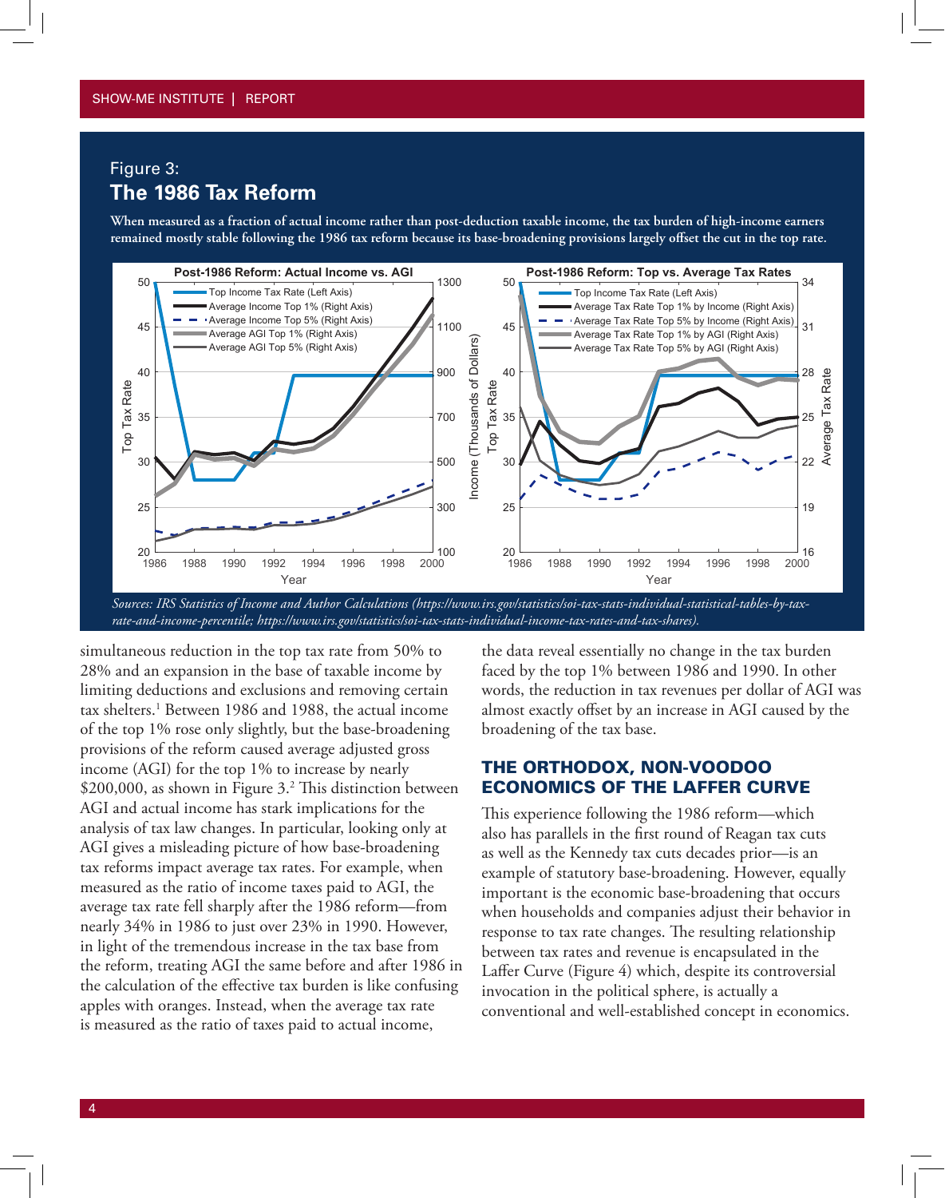Figure 3:

## The 1986 Tax Reform

**When measured as a fraction of actual income rather than post-deduction taxable income, the tax burden of high-income earners remained mostly stable following the 1986 tax reform because its base-broadening provisions largely offset the cut in the top rate.**

Post-1986 Reform: Actual Income vs. AGI

Top Income Tax Rate (Left Axis)
Average Income Top 1% (Right Axis)
Average Income Top 5% (Right Axis)
Average AGI Top 1% (Right Axis)
Average AGI Top 5% (Right Axis)

Top Tax Rate
Income (Thousands of Dollars)
Year

50
45
40
35
30
25
20

1300
1100
900
700
500
300
100

1986 1988 1990 1992 1994 1996 1998 2000

Post-1986 Reform: Top vs. Average Tax Rates

Top Income Tax Rate (Left Axis)
Average Tax Rate Top 1% by Income (Right Axis)
Average Tax Rate Top 5% by Income (Right Axis)
Average Tax Rate Top 1% by AGI (Right Axis)
Average Tax Rate Top 5% by AGI (Right Axis)

Top Tax Rate
Average Tax Rate
Year

50
45
40
35
30
25
20

34
31
28
25
22
19
16

1986 1988 1990 1992 1994 1996 1998 2000

*Sources: IRS Statistics of Income and Author Calculations (https://www.irs.gov/statistics/soi-tax-stats-individual-statistical-tables-by-tax-rate-and-income-percentile; https://www.irs.gov/statistics/soi-tax-stats-individual-income-tax-rates-and-tax-shares).*

simultaneous reduction in the top tax rate from 50% to 28% and an expansion in the base of taxable income by limiting deductions and exclusions and removing certain tax shelters.[1] Between 1986 and 1988, the actual income of the top 1% rose only slightly, but the base-broadening provisions of the reform caused average adjusted gross income (AGI) for the top 1% to increase by nearly $200,000, as shown in Figure 3.[2] This distinction between AGI and actual income has stark implications for the analysis of tax law changes. In particular, looking only at AGI gives a misleading picture of how base-broadening tax reforms impact average tax rates. For example, when measured as the ratio of income taxes paid to AGI, the average tax rate fell sharply after the 1986 reform—from nearly 34% in 1986 to just over 23% in 1990. However, in light of the tremendous increase in the tax base from the reform, treating AGI the same before and after 1986 in the calculation of the effective tax burden is like confusing apples with oranges. Instead, when the average tax rate is measured as the ratio of taxes paid to actual income, the data reveal essentially no change in the tax burden faced by the top 1% between 1986 and 1990. In other words, the reduction in tax revenues per dollar of AGI was almost exactly offset by an increase in AGI caused by the broadening of the tax base.

## THE ORTHODOX, NON-VOODOO ECONOMICS OF THE LAFFER CURVE

This experience following the 1986 reform—which also has parallels in the first round of Reagan tax cuts as well as the Kennedy tax cuts decades prior—is an example of statutory base-broadening. However, equally important is the economic base-broadening that occurs when households and companies adjust their behavior in response to tax rate changes. The resulting relationship between tax rates and revenue is encapsulated in the Laffer Curve (Figure 4) which, despite its controversial invocation in the political sphere, is actually a conventional and well-established concept in economics.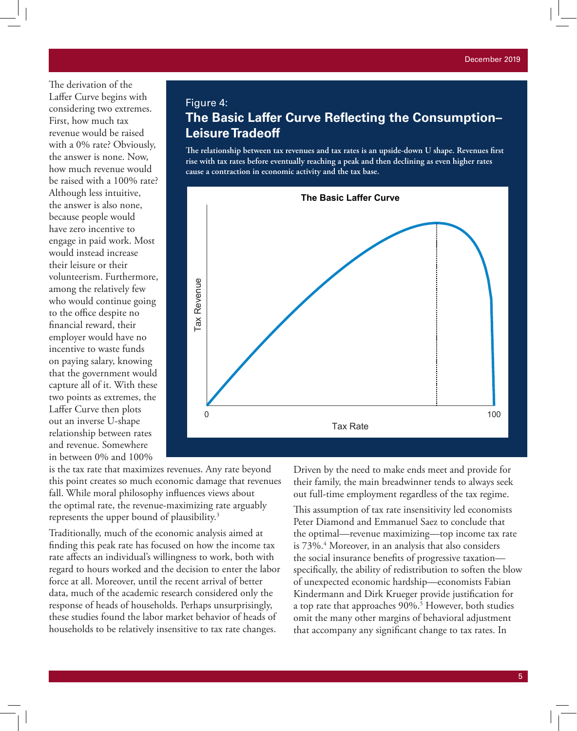The derivation of the Laffer Curve begins with considering two extremes. First, how much tax revenue would be raised with a 0% rate? Obviously, the answer is none. Now, how much revenue would be raised with a 100% rate? Although less intuitive, the answer is also none, because people would have zero incentive to engage in paid work. Most would instead increase their leisure or their volunteerism. Furthermore, among the relatively few who would continue going to the office despite no financial reward, their employer would have no incentive to waste funds on paying salary, knowing that the government would capture all of it. With these two points as extremes, the Laffer Curve then plots out an inverse U-shape relationship between rates and revenue. Somewhere in between 0% and 100% is the tax rate that maximizes revenues. Any rate beyond this point creates so much economic damage that revenues fall. While moral philosophy influences views about the optimal rate, the revenue-maximizing rate arguably represents the upper bound of plausibility.[3]

Figure 4:

**The Basic Laffer Curve Reflecting the Consumption–Leisure Tradeoff**

**The relationship between tax revenues and tax rates is an upside-down U shape. Revenues first rise with tax rates before eventually reaching a peak and then declining as even higher rates cause a contraction in economic activity and the tax base.**

The Basic Laffer Curve

Tax Revenue

Tax Rate

0

100

Traditionally, much of the economic analysis aimed at finding this peak rate has focused on how the income tax rate affects an individual's willingness to work, both with regard to hours worked and the decision to enter the labor force at all. Moreover, until the recent arrival of better data, much of the academic research considered only the response of heads of households. Perhaps unsurprisingly, these studies found the labor market behavior of heads of households to be relatively insensitive to tax rate changes. Driven by the need to make ends meet and provide for their family, the main breadwinner tends to always seek out full-time employment regardless of the tax regime.

This assumption of tax rate insensitivity led economists Peter Diamond and Emmanuel Saez to conclude that the optimal—revenue maximizing—top income tax rate is 73%.[4] Moreover, in an analysis that also considers the social insurance benefits of progressive taxation—specifically, the ability of redistribution to soften the blow of unexpected economic hardship—economists Fabian Kindermann and Dirk Krueger provide justification for a top rate that approaches 90%.[5] However, both studies omit the many other margins of behavioral adjustment that accompany any significant change to tax rates. In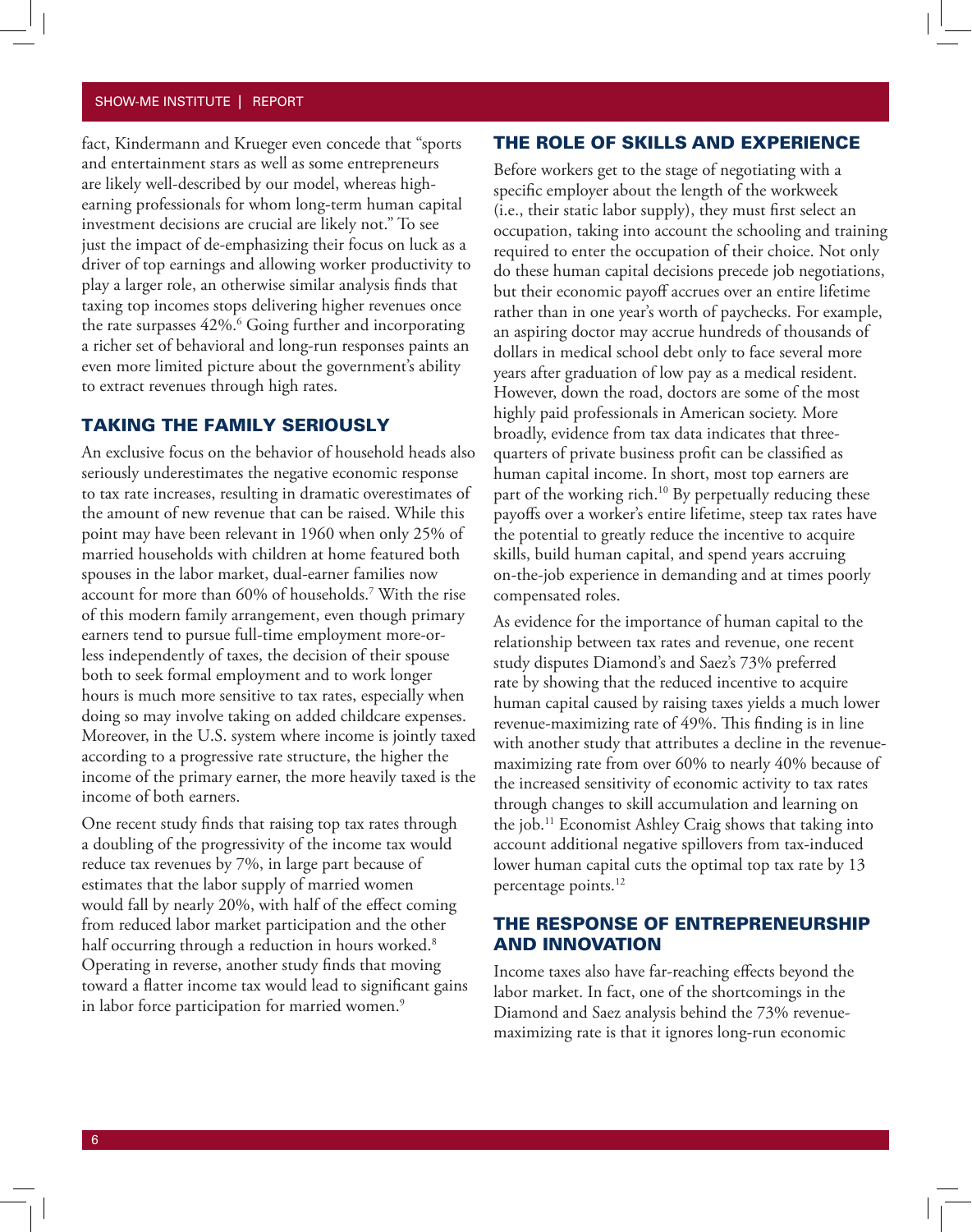fact, Kindermann and Krueger even concede that "sports and entertainment stars as well as some entrepreneurs are likely well-described by our model, whereas high-earning professionals for whom long-term human capital investment decisions are crucial are likely not." To see just the impact of de-emphasizing their focus on luck as a driver of top earnings and allowing worker productivity to play a larger role, an otherwise similar analysis finds that taxing top incomes stops delivering higher revenues once the rate surpasses 42%.[6] Going further and incorporating a richer set of behavioral and long-run responses paints an even more limited picture about the government's ability to extract revenues through high rates.

## TAKING THE FAMILY SERIOUSLY

An exclusive focus on the behavior of household heads also seriously underestimates the negative economic response to tax rate increases, resulting in dramatic overestimates of the amount of new revenue that can be raised. While this point may have been relevant in 1960 when only 25% of married households with children at home featured both spouses in the labor market, dual-earner families now account for more than 60% of households.[7] With the rise of this modern family arrangement, even though primary earners tend to pursue full-time employment more-or-less independently of taxes, the decision of their spouse both to seek formal employment and to work longer hours is much more sensitive to tax rates, especially when doing so may involve taking on added childcare expenses. Moreover, in the U.S. system where income is jointly taxed according to a progressive rate structure, the higher the income of the primary earner, the more heavily taxed is the income of both earners.

One recent study finds that raising top tax rates through a doubling of the progressivity of the income tax would reduce tax revenues by 7%, in large part because of estimates that the labor supply of married women would fall by nearly 20%, with half of the effect coming from reduced labor market participation and the other half occurring through a reduction in hours worked.[8] Operating in reverse, another study finds that moving toward a flatter income tax would lead to significant gains in labor force participation for married women.[9]

## THE ROLE OF SKILLS AND EXPERIENCE

Before workers get to the stage of negotiating with a specific employer about the length of the workweek (i.e., their static labor supply), they must first select an occupation, taking into account the schooling and training required to enter the occupation of their choice. Not only do these human capital decisions precede job negotiations, but their economic payoff accrues over an entire lifetime rather than in one year's worth of paychecks. For example, an aspiring doctor may accrue hundreds of thousands of dollars in medical school debt only to face several more years after graduation of low pay as a medical resident. However, down the road, doctors are some of the most highly paid professionals in American society. More broadly, evidence from tax data indicates that three-quarters of private business profit can be classified as human capital income. In short, most top earners are part of the working rich.[10] By perpetually reducing these payoffs over a worker's entire lifetime, steep tax rates have the potential to greatly reduce the incentive to acquire skills, build human capital, and spend years accruing on-the-job experience in demanding and at times poorly compensated roles.

As evidence for the importance of human capital to the relationship between tax rates and revenue, one recent study disputes Diamond's and Saez's 73% preferred rate by showing that the reduced incentive to acquire human capital caused by raising taxes yields a much lower revenue-maximizing rate of 49%. This finding is in line with another study that attributes a decline in the revenue-maximizing rate from over 60% to nearly 40% because of the increased sensitivity of economic activity to tax rates through changes to skill accumulation and learning on the job.[11] Economist Ashley Craig shows that taking into account additional negative spillovers from tax-induced lower human capital cuts the optimal top tax rate by 13 percentage points.[12]

## THE RESPONSE OF ENTREPRENEURSHIP AND INNOVATION

Income taxes also have far-reaching effects beyond the labor market. In fact, one of the shortcomings in the Diamond and Saez analysis behind the 73% revenue-maximizing rate is that it ignores long-run economic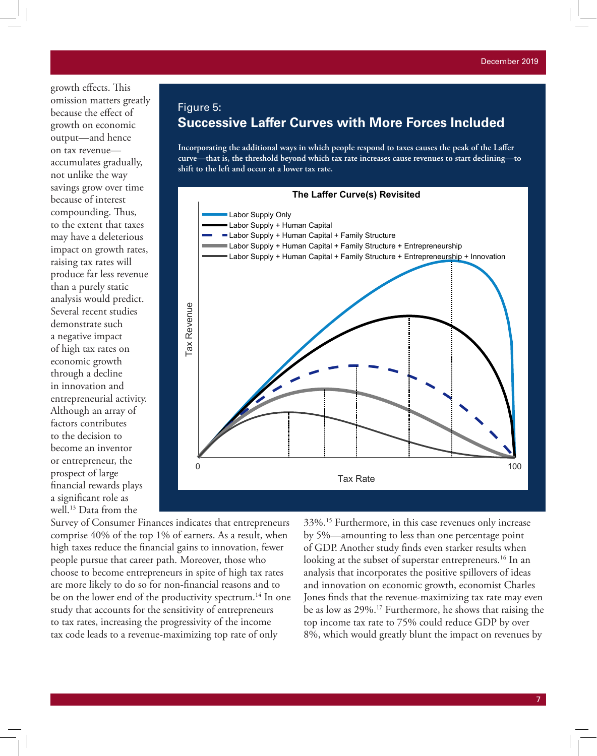growth effects. This omission matters greatly because the effect of growth on economic output—and hence on tax revenue—accumulates gradually, not unlike the way savings grow over time because of interest compounding. Thus, to the extent that taxes may have a deleterious impact on growth rates, raising tax rates will produce far less revenue than a purely static analysis would predict. Several recent studies demonstrate such a negative impact of high tax rates on economic growth through a decline in innovation and entrepreneurial activity. Although an array of factors contributes to the decision to become an inventor or entrepreneur, the prospect of large financial rewards plays a significant role as well.[13] Data from the Survey of Consumer Finances indicates that entrepreneurs comprise 40% of the top 1% of earners. As a result, when high taxes reduce the financial gains to innovation, fewer people pursue that career path. Moreover, those who choose to become entrepreneurs in spite of high tax rates are more likely to do so for non-financial reasons and to be on the lower end of the productivity spectrum.[14] In one study that accounts for the sensitivity of entrepreneurs to tax rates, increasing the progressivity of the income tax code leads to a revenue-maximizing top rate of only 33%.[15] Furthermore, in this case revenues only increase by 5%—amounting to less than one percentage point of GDP. Another study finds even starker results when looking at the subset of superstar entrepreneurs.[16] In an analysis that incorporates the positive spillovers of ideas and innovation on economic growth, economist Charles Jones finds that the revenue-maximizing tax rate may even be as low as 29%.[17] Furthermore, he shows that raising the top income tax rate to 75% could reduce GDP by over 8%, which would greatly blunt the impact on revenues by

## Figure 5:
## Successive Laffer Curves with More Forces Included

**Incorporating the additional ways in which people respond to taxes causes the peak of the Laffer curve—that is, the threshold beyond which tax rate increases cause revenues to start declining—to shift to the left and occur at a lower tax rate.**

The Laffer Curve(s) Revisited

Labor Supply Only
Labor Supply + Human Capital
Labor Supply + Human Capital + Family Structure
Labor Supply + Human Capital + Family Structure + Entrepreneurship
Labor Supply + Human Capital + Family Structure + Entrepreneurship + Innovation

Tax Revenue

0

100

Tax Rate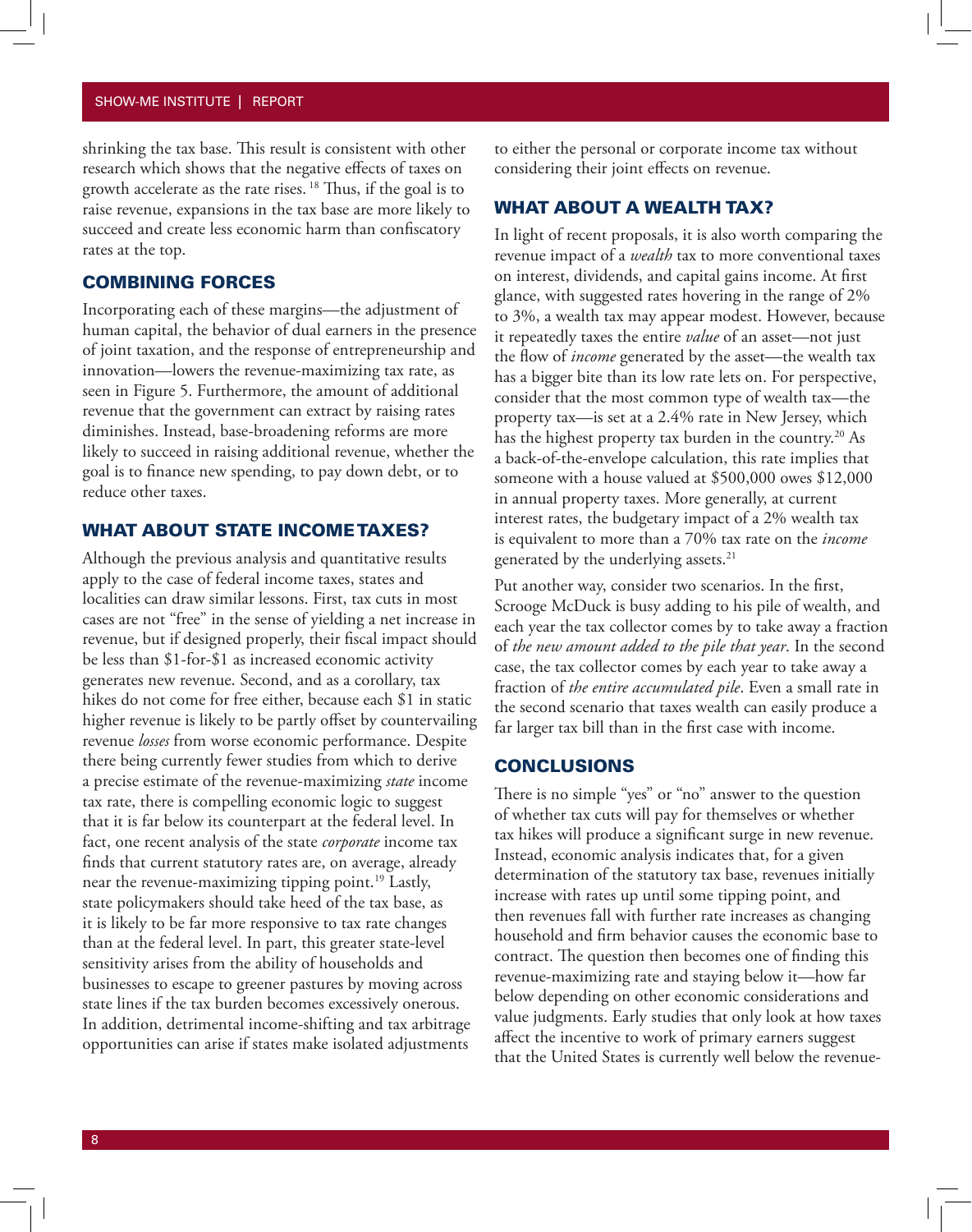shrinking the tax base. This result is consistent with other research which shows that the negative effects of taxes on growth accelerate as the rate rises. [18] Thus, if the goal is to raise revenue, expansions in the tax base are more likely to succeed and create less economic harm than confiscatory rates at the top.

## COMBINING FORCES

Incorporating each of these margins—the adjustment of human capital, the behavior of dual earners in the presence of joint taxation, and the response of entrepreneurship and innovation—lowers the revenue-maximizing tax rate, as seen in Figure 5. Furthermore, the amount of additional revenue that the government can extract by raising rates diminishes. Instead, base-broadening reforms are more likely to succeed in raising additional revenue, whether the goal is to finance new spending, to pay down debt, or to reduce other taxes.

## WHAT ABOUT STATE INCOME TAXES?

Although the previous analysis and quantitative results apply to the case of federal income taxes, states and localities can draw similar lessons. First, tax cuts in most cases are not "free" in the sense of yielding a net increase in revenue, but if designed properly, their fiscal impact should be less than $1-for-$1 as increased economic activity generates new revenue. Second, and as a corollary, tax hikes do not come for free either, because each $1 in static higher revenue is likely to be partly offset by countervailing revenue *losses* from worse economic performance. Despite there being currently fewer studies from which to derive a precise estimate of the revenue-maximizing *state* income tax rate, there is compelling economic logic to suggest that it is far below its counterpart at the federal level. In fact, one recent analysis of the state *corporate* income tax finds that current statutory rates are, on average, already near the revenue-maximizing tipping point.[19] Lastly, state policymakers should take heed of the tax base, as it is likely to be far more responsive to tax rate changes than at the federal level. In part, this greater state-level sensitivity arises from the ability of households and businesses to escape to greener pastures by moving across state lines if the tax burden becomes excessively onerous. In addition, detrimental income-shifting and tax arbitrage opportunities can arise if states make isolated adjustments to either the personal or corporate income tax without considering their joint effects on revenue.

## WHAT ABOUT A WEALTH TAX?

In light of recent proposals, it is also worth comparing the revenue impact of a *wealth* tax to more conventional taxes on interest, dividends, and capital gains income. At first glance, with suggested rates hovering in the range of 2% to 3%, a wealth tax may appear modest. However, because it repeatedly taxes the entire *value* of an asset—not just the flow of *income* generated by the asset—the wealth tax has a bigger bite than its low rate lets on. For perspective, consider that the most common type of wealth tax—the property tax—is set at a 2.4% rate in New Jersey, which has the highest property tax burden in the country.[20] As a back-of-the-envelope calculation, this rate implies that someone with a house valued at $500,000 owes $12,000 in annual property taxes. More generally, at current interest rates, the budgetary impact of a 2% wealth tax is equivalent to more than a 70% tax rate on the *income* generated by the underlying assets.[21]

Put another way, consider two scenarios. In the first, Scrooge McDuck is busy adding to his pile of wealth, and each year the tax collector comes by to take away a fraction of *the new amount added to the pile that year*. In the second case, the tax collector comes by each year to take away a fraction of *the entire accumulated pile*. Even a small rate in the second scenario that taxes wealth can easily produce a far larger tax bill than in the first case with income.

## CONCLUSIONS

There is no simple "yes" or "no" answer to the question of whether tax cuts will pay for themselves or whether tax hikes will produce a significant surge in new revenue. Instead, economic analysis indicates that, for a given determination of the statutory tax base, revenues initially increase with rates up until some tipping point, and then revenues fall with further rate increases as changing household and firm behavior causes the economic base to contract. The question then becomes one of finding this revenue-maximizing rate and staying below it—how far below depending on other economic considerations and value judgments. Early studies that only look at how taxes affect the incentive to work of primary earners suggest that the United States is currently well below the revenue-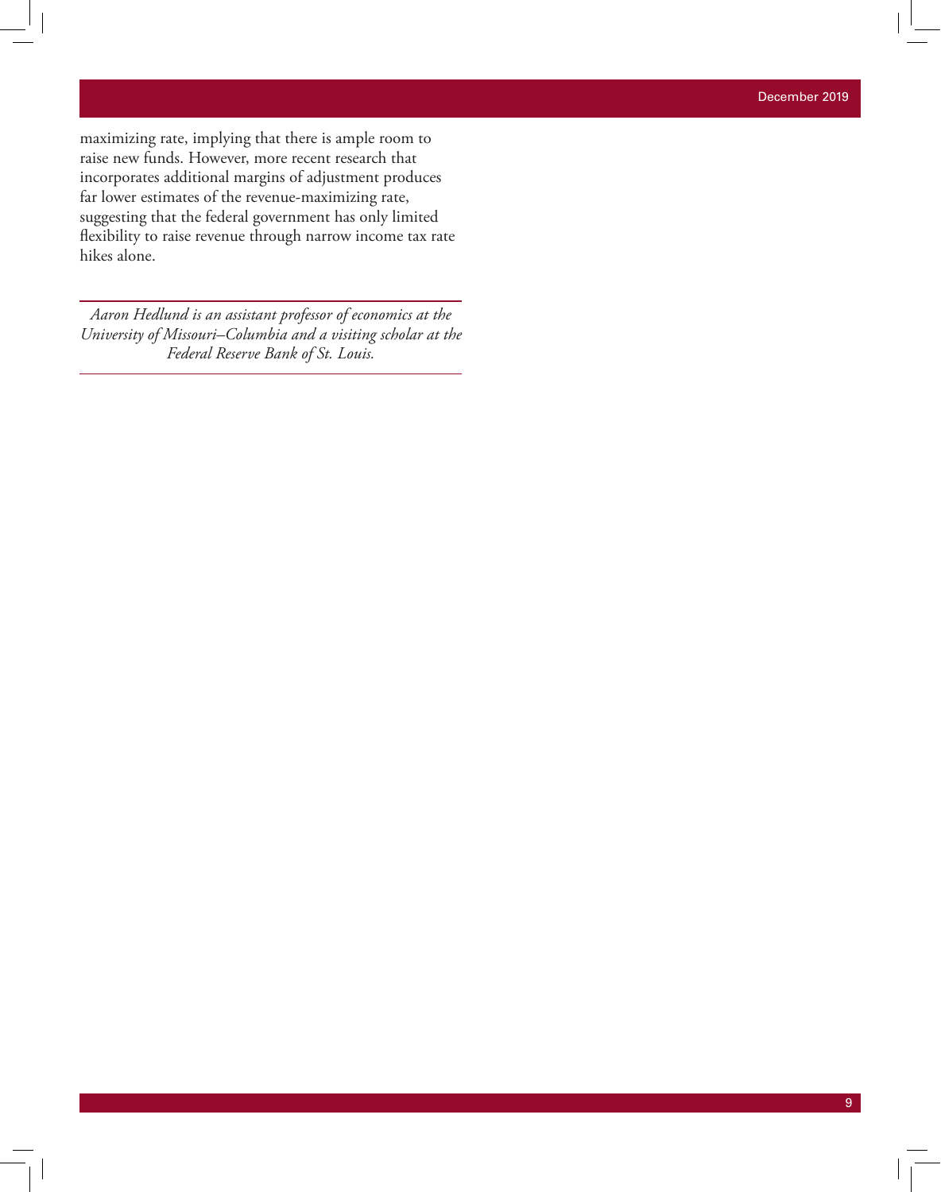maximizing rate, implying that there is ample room to raise new funds. However, more recent research that incorporates additional margins of adjustment produces far lower estimates of the revenue-maximizing rate, suggesting that the federal government has only limited flexibility to raise revenue through narrow income tax rate hikes alone.

---

*Aaron Hedlund is an assistant professor of economics at the University of Missouri–Columbia and a visiting scholar at the Federal Reserve Bank of St. Louis.*

---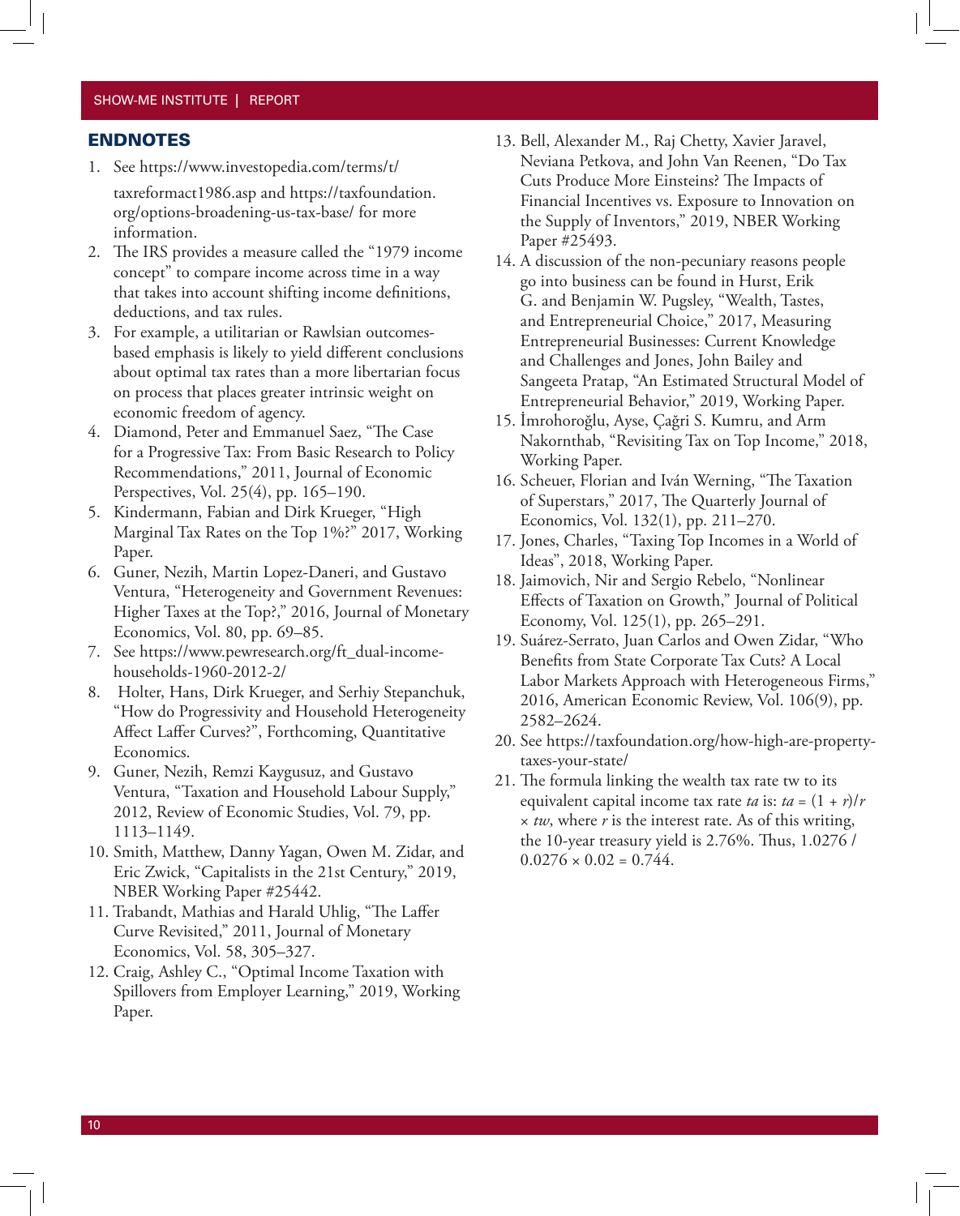## ENDNOTES

1. See https://www.investopedia.com/terms/t/taxreformact1986.asp and https://taxfoundation.org/options-broadening-us-tax-base/ for more information.
2. The IRS provides a measure called the "1979 income concept" to compare income across time in a way that takes into account shifting income definitions, deductions, and tax rules.
3. For example, a utilitarian or Rawlsian outcomes-based emphasis is likely to yield different conclusions about optimal tax rates than a more libertarian focus on process that places greater intrinsic weight on economic freedom of agency.
4. Diamond, Peter and Emmanuel Saez, "The Case for a Progressive Tax: From Basic Research to Policy Recommendations," 2011, Journal of Economic Perspectives, Vol. 25(4), pp. 165–190.
5. Kindermann, Fabian and Dirk Krueger, "High Marginal Tax Rates on the Top 1%?" 2017, Working Paper.
6. Guner, Nezih, Martin Lopez-Daneri, and Gustavo Ventura, "Heterogeneity and Government Revenues: Higher Taxes at the Top?," 2016, Journal of Monetary Economics, Vol. 80, pp. 69–85.
7. See https://www.pewresearch.org/ft_dual-income-households-1960-2012-2/
8. Holter, Hans, Dirk Krueger, and Serhiy Stepanchuk, "How do Progressivity and Household Heterogeneity Affect Laffer Curves?", Forthcoming, Quantitative Economics.
9. Guner, Nezih, Remzi Kaygusuz, and Gustavo Ventura, "Taxation and Household Labour Supply," 2012, Review of Economic Studies, Vol. 79, pp. 1113–1149.
10. Smith, Matthew, Danny Yagan, Owen M. Zidar, and Eric Zwick, "Capitalists in the 21st Century," 2019, NBER Working Paper #25442.
11. Trabandt, Mathias and Harald Uhlig, "The Laffer Curve Revisited," 2011, Journal of Monetary Economics, Vol. 58, 305–327.
12. Craig, Ashley C., "Optimal Income Taxation with Spillovers from Employer Learning," 2019, Working Paper.
13. Bell, Alexander M., Raj Chetty, Xavier Jaravel, Neviana Petkova, and John Van Reenen, "Do Tax Cuts Produce More Einsteins? The Impacts of Financial Incentives vs. Exposure to Innovation on the Supply of Inventors," 2019, NBER Working Paper #25493.
14. A discussion of the non-pecuniary reasons people go into business can be found in Hurst, Erik G. and Benjamin W. Pugsley, "Wealth, Tastes, and Entrepreneurial Choice," 2017, Measuring Entrepreneurial Businesses: Current Knowledge and Challenges and Jones, John Bailey and Sangeeta Pratap, "An Estimated Structural Model of Entrepreneurial Behavior," 2019, Working Paper.
15. İmrohoroğlu, Ayse, Çağri S. Kumru, and Arm Nakornthab, "Revisiting Tax on Top Income," 2018, Working Paper.
16. Scheuer, Florian and Iván Werning, "The Taxation of Superstars," 2017, The Quarterly Journal of Economics, Vol. 132(1), pp. 211–270.
17. Jones, Charles, "Taxing Top Incomes in a World of Ideas", 2018, Working Paper.
18. Jaimovich, Nir and Sergio Rebelo, "Nonlinear Effects of Taxation on Growth," Journal of Political Economy, Vol. 125(1), pp. 265–291.
19. Suárez-Serrato, Juan Carlos and Owen Zidar, "Who Benefits from State Corporate Tax Cuts? A Local Labor Markets Approach with Heterogeneous Firms," 2016, American Economic Review, Vol. 106(9), pp. 2582–2624.
20. See https://taxfoundation.org/how-high-are-property-taxes-your-state/
21. The formula linking the wealth tax rate tw to its equivalent capital income tax rate *ta* is: $ta = (1 + r)/r \times tw$, where $r$ is the interest rate. As of this writing, the 10-year treasury yield is 2.76%. Thus, $1.0276 / 0.0276 \times 0.02 = 0.744$.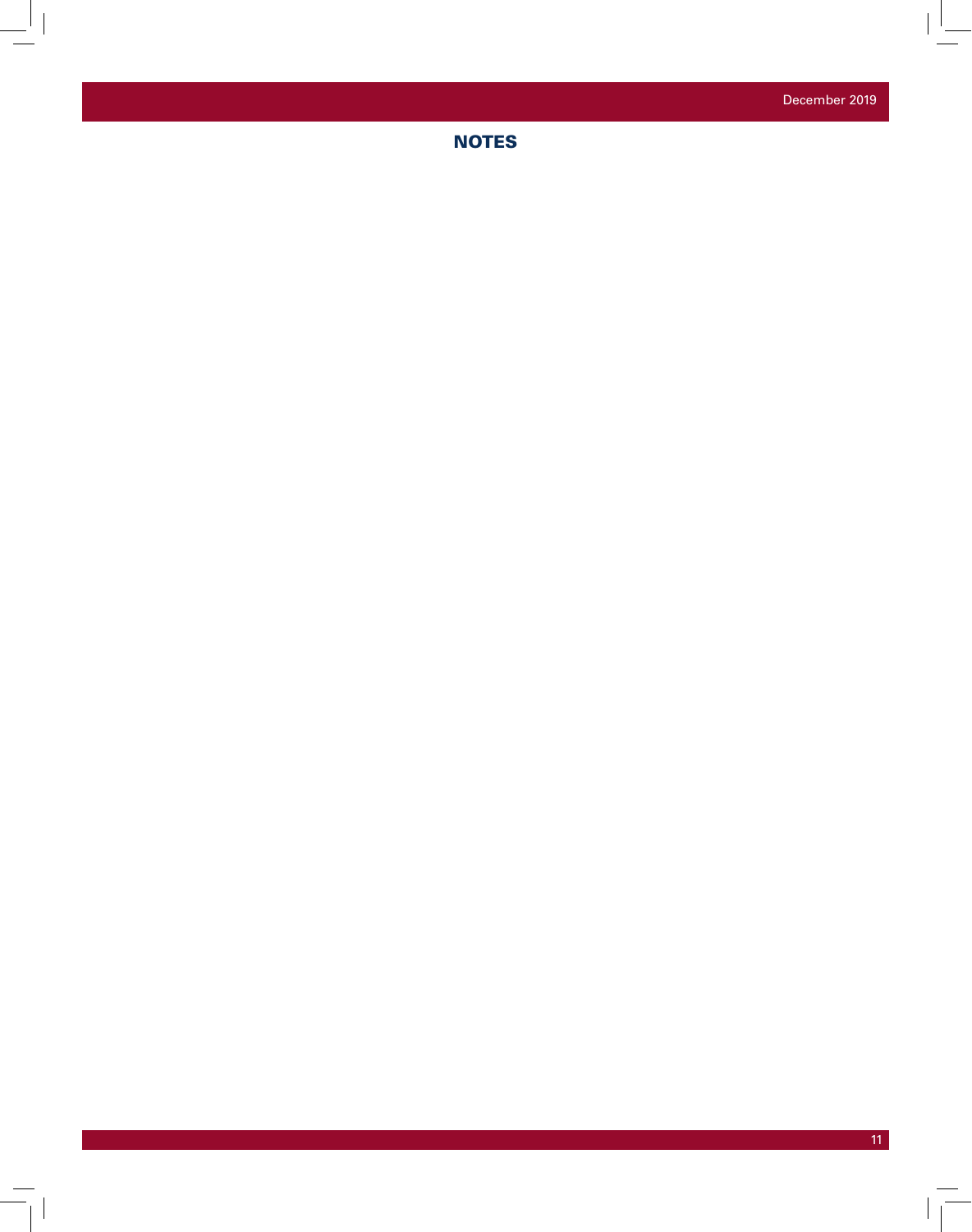## NOTES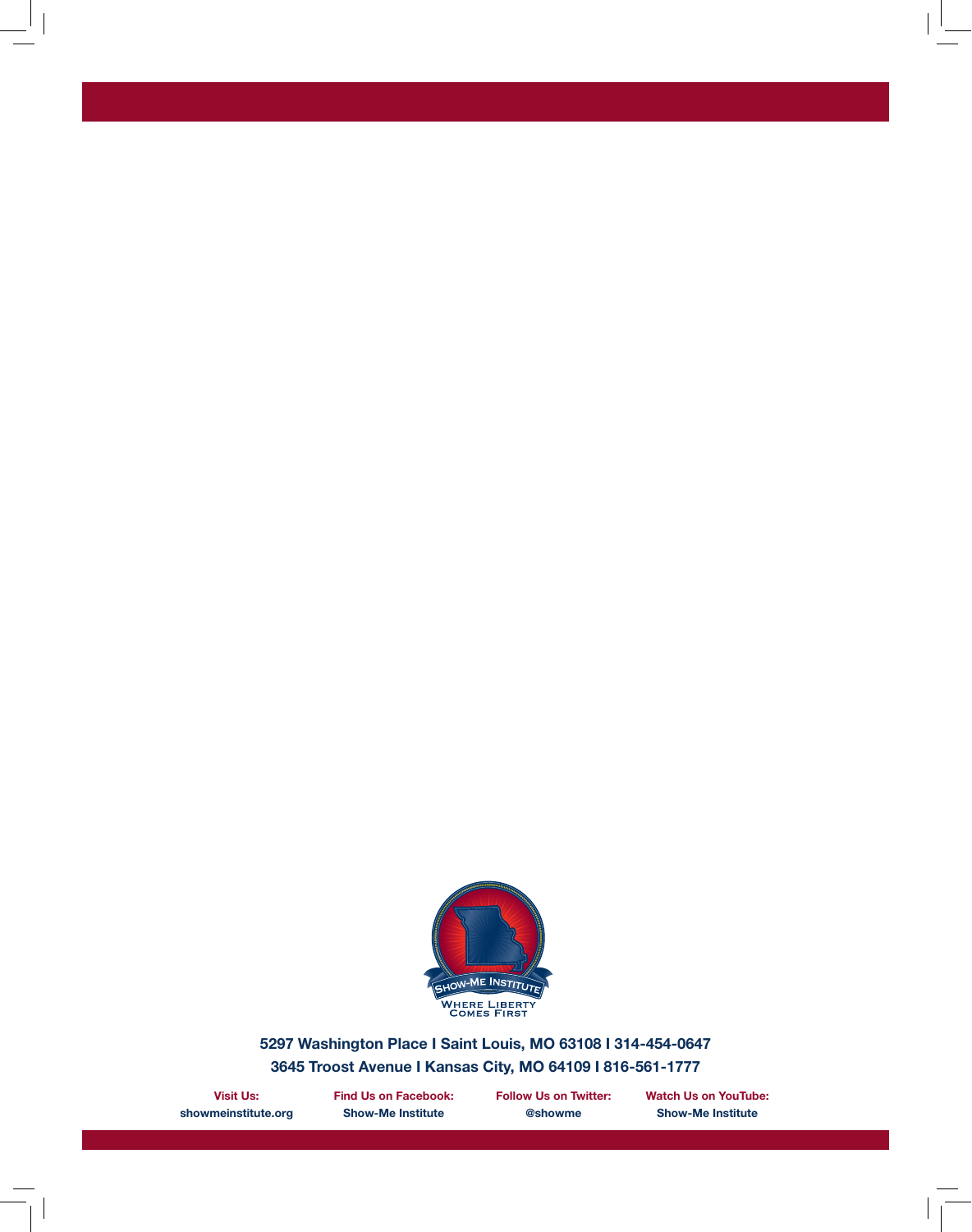5297 Washington Place I Saint Louis, MO 63108 I 314-454-0647

3645 Troost Avenue I Kansas City, MO 64109 I 816-561-1777

**Visit Us:**
showmeinstitute.org

**Find Us on Facebook:**
Show-Me Institute

**Follow Us on Twitter:**
@showme

**Watch Us on YouTube:**
Show-Me Institute